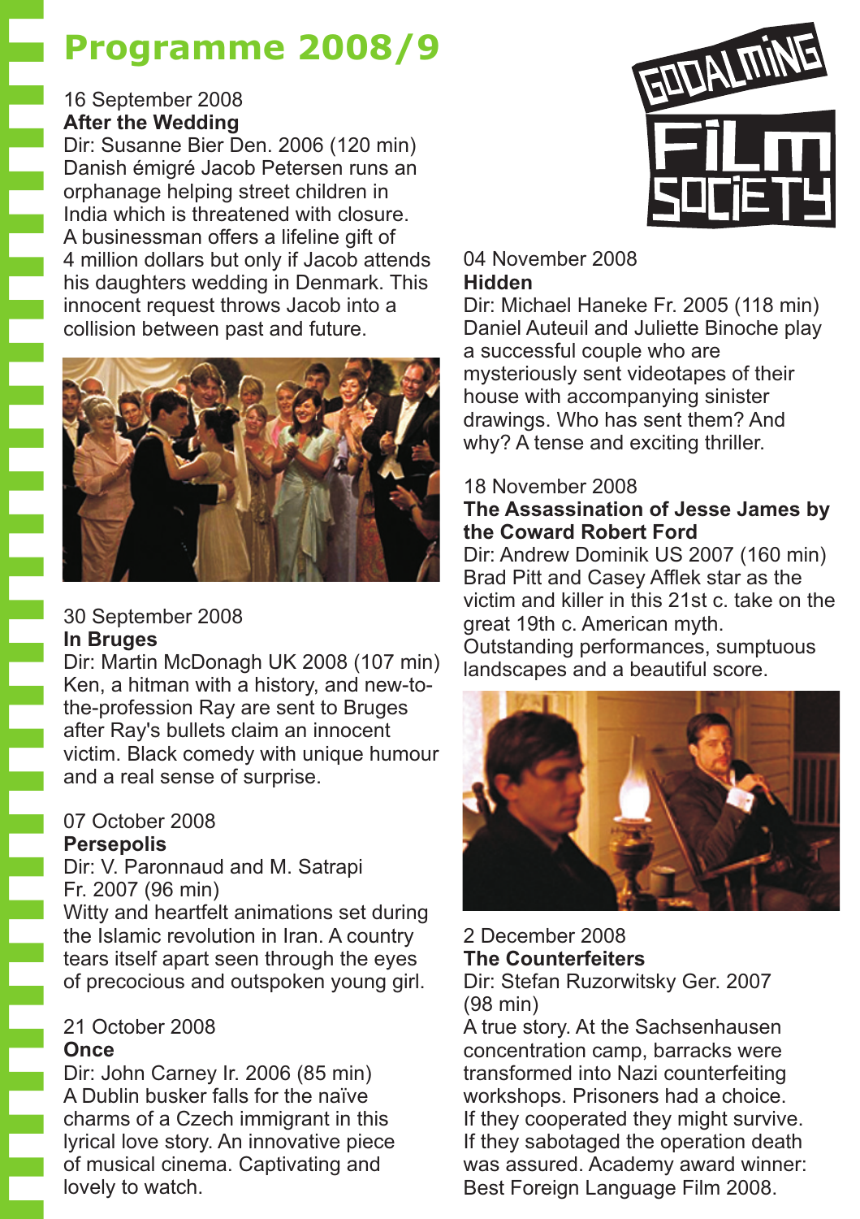# Programme 2008/9

16 September 2008
**After the Wedding**
Dir: Susanne Bier Den. 2006 (120 min)
Danish émigré Jacob Petersen runs an orphanage helping street children in India which is threatened with closure. A businessman offers a lifeline gift of 4 million dollars but only if Jacob attends his daughters wedding in Denmark. This innocent request throws Jacob into a collision between past and future.

30 September 2008
**In Bruges**
Dir: Martin McDonagh UK 2008 (107 min)
Ken, a hitman with a history, and new-to-the-profession Ray are sent to Bruges after Ray's bullets claim an innocent victim. Black comedy with unique humour and a real sense of surprise.

07 October 2008
**Persepolis**
Dir: V. Paronnaud and M. Satrapi
Fr. 2007 (96 min)
Witty and heartfelt animations set during the Islamic revolution in Iran. A country tears itself apart seen through the eyes of precocious and outspoken young girl.

21 October 2008
**Once**
Dir: John Carney Ir. 2006 (85 min)
A Dublin busker falls for the naïve charms of a Czech immigrant in this lyrical love story. An innovative piece of musical cinema. Captivating and lovely to watch.

GODALMING FILM SOCIETY

04 November 2008
**Hidden**
Dir: Michael Haneke Fr. 2005 (118 min)
Daniel Auteuil and Juliette Binoche play a successful couple who are mysteriously sent videotapes of their house with accompanying sinister drawings. Who has sent them? And why? A tense and exciting thriller.

18 November 2008
**The Assassination of Jesse James by the Coward Robert Ford**
Dir: Andrew Dominik US 2007 (160 min)
Brad Pitt and Casey Afflek star as the victim and killer in this 21st c. take on the great 19th c. American myth. Outstanding performances, sumptuous landscapes and a beautiful score.

2 December 2008
**The Counterfeiters**
Dir: Stefan Ruzorwitsky Ger. 2007 (98 min)
A true story. At the Sachsenhausen concentration camp, barracks were transformed into Nazi counterfeiting workshops. Prisoners had a choice. If they cooperated they might survive. If they sabotaged the operation death was assured. Academy award winner: Best Foreign Language Film 2008.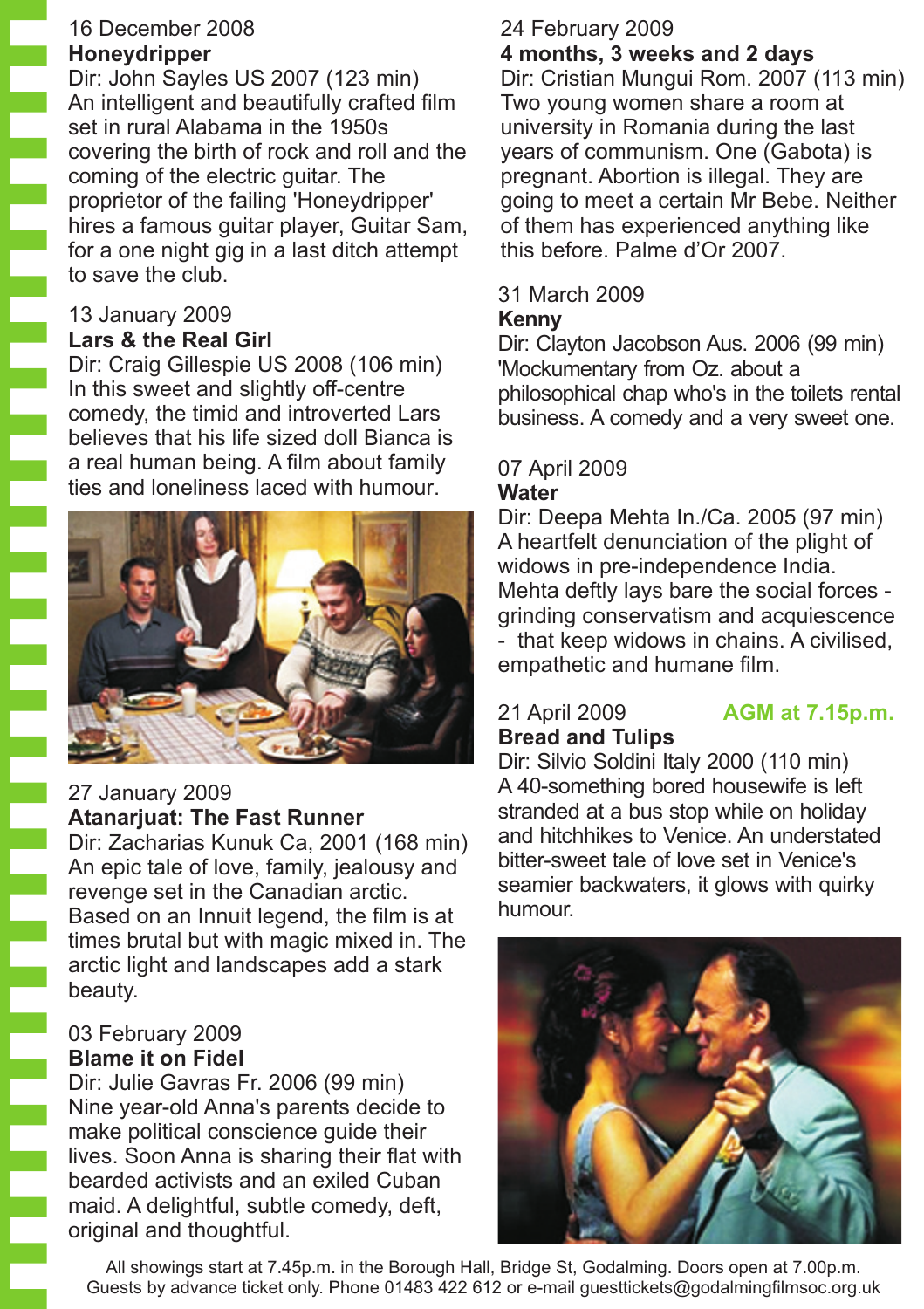16 December 2008

**Honeydripper**

Dir: John Sayles US 2007 (123 min)

An intelligent and beautifully crafted film set in rural Alabama in the 1950s covering the birth of rock and roll and the coming of the electric guitar. The proprietor of the failing 'Honeydripper' hires a famous guitar player, Guitar Sam, for a one night gig in a last ditch attempt to save the club.

13 January 2009

**Lars & the Real Girl**

Dir: Craig Gillespie US 2008 (106 min)

In this sweet and slightly off-centre comedy, the timid and introverted Lars believes that his life sized doll Bianca is a real human being. A film about family ties and loneliness laced with humour.

27 January 2009

**Atanarjuat: The Fast Runner**

Dir: Zacharias Kunuk Ca, 2001 (168 min)

An epic tale of love, family, jealousy and revenge set in the Canadian arctic. Based on an Innuit legend, the film is at times brutal but with magic mixed in. The arctic light and landscapes add a stark beauty.

03 February 2009

**Blame it on Fidel**

Dir: Julie Gavras Fr. 2006 (99 min)

Nine year-old Anna's parents decide to make political conscience guide their lives. Soon Anna is sharing their flat with bearded activists and an exiled Cuban maid. A delightful, subtle comedy, deft, original and thoughtful.

24 February 2009

**4 months, 3 weeks and 2 days**

Dir: Cristian Mungui Rom. 2007 (113 min)

Two young women share a room at university in Romania during the last years of communism. One (Gabota) is pregnant. Abortion is illegal. They are going to meet a certain Mr Bebe. Neither of them has experienced anything like this before. Palme d'Or 2007.

31 March 2009

**Kenny**

Dir: Clayton Jacobson Aus. 2006 (99 min)

'Mockumentary from Oz. about a philosophical chap who's in the toilets rental business. A comedy and a very sweet one.

07 April 2009

**Water**

Dir: Deepa Mehta In./Ca. 2005 (97 min)

A heartfelt denunciation of the plight of widows in pre-independence India. Mehta deftly lays bare the social forces - grinding conservatism and acquiescence - that keep widows in chains. A civilised, empathetic and humane film.

21 April 2009 **AGM at 7.15p.m.**

**Bread and Tulips**

Dir: Silvio Soldini Italy 2000 (110 min)

A 40-something bored housewife is left stranded at a bus stop while on holiday and hitchhikes to Venice. An understated bitter-sweet tale of love set in Venice's seamier backwaters, it glows with quirky humour.

All showings start at 7.45p.m. in the Borough Hall, Bridge St, Godalming. Doors open at 7.00p.m.
Guests by advance ticket only. Phone 01483 422 612 or e-mail guesttickets@godalmingfilmsoc.org.uk